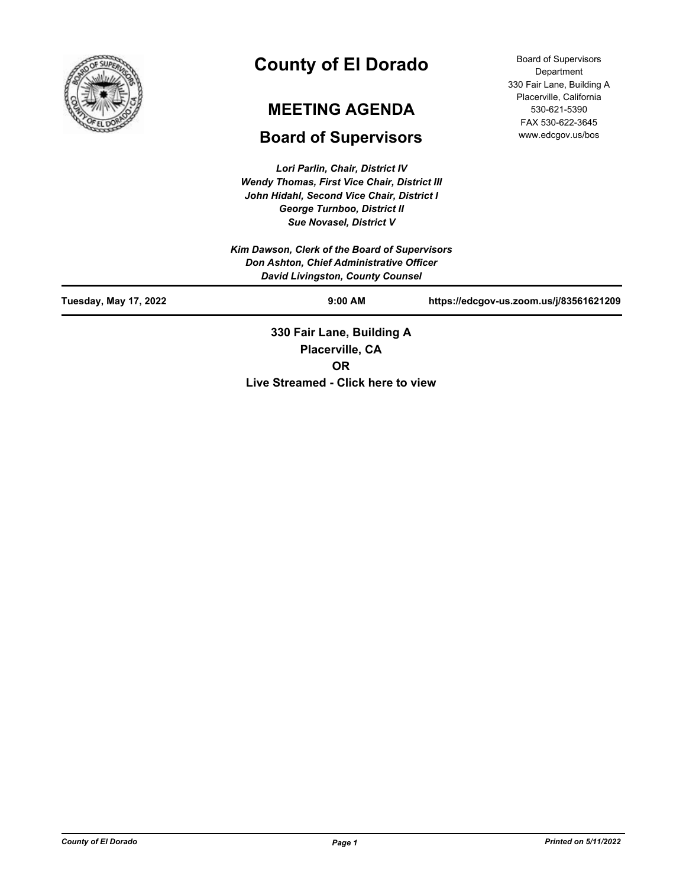# County of El Dorado

## MEETING AGENDA

## Board of Supervisors

Board of Supervisors Department
330 Fair Lane, Building A
Placerville, California
530-621-5390
FAX 530-622-3645
www.edcgov.us/bos

*Lori Parlin, Chair, District IV*
*Wendy Thomas, First Vice Chair, District III*
*John Hidahl, Second Vice Chair, District I*
*George Turnboo, District II*
*Sue Novasel, District V*

*Kim Dawson, Clerk of the Board of Supervisors*
*Don Ashton, Chief Administrative Officer*
*David Livingston, County Counsel*

**Tuesday, May 17, 2022** | **9:00 AM** | **https://edcgov-us.zoom.us/j/83561621209**

**330 Fair Lane, Building A**
**Placerville, CA**
**OR**
**Live Streamed - Click here to view**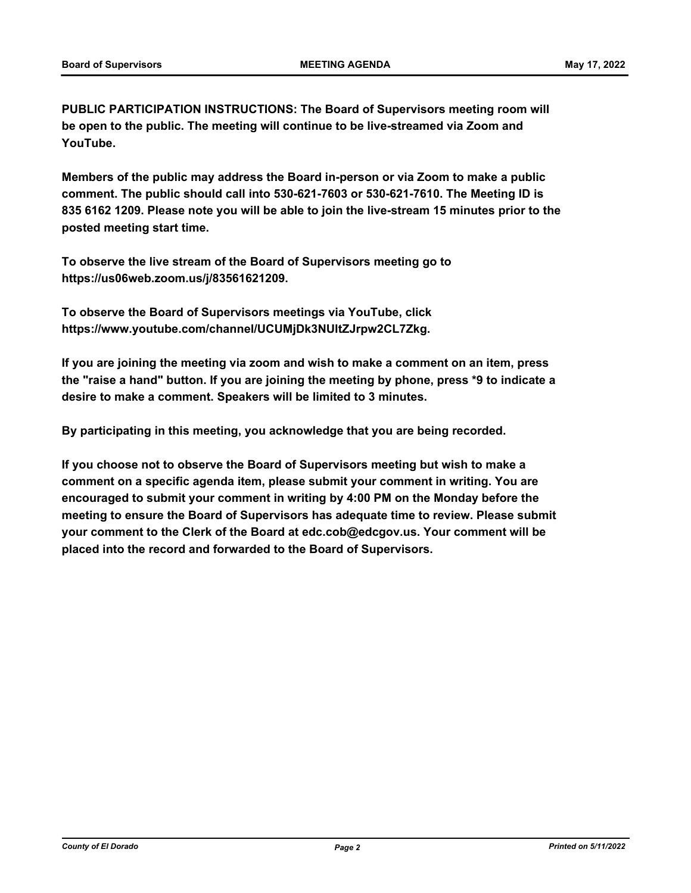**PUBLIC PARTICIPATION INSTRUCTIONS: The Board of Supervisors meeting room will be open to the public. The meeting will continue to be live-streamed via Zoom and YouTube.**

**Members of the public may address the Board in-person or via Zoom to make a public comment. The public should call into 530-621-7603 or 530-621-7610. The Meeting ID is 835 6162 1209. Please note you will be able to join the live-stream 15 minutes prior to the posted meeting start time.**

**To observe the live stream of the Board of Supervisors meeting go to https://us06web.zoom.us/j/83561621209.**

**To observe the Board of Supervisors meetings via YouTube, click https://www.youtube.com/channel/UCUMjDk3NUltZJrpw2CL7Zkg.**

**If you are joining the meeting via zoom and wish to make a comment on an item, press the "raise a hand" button. If you are joining the meeting by phone, press *9 to indicate a desire to make a comment. Speakers will be limited to 3 minutes.**

**By participating in this meeting, you acknowledge that you are being recorded.**

**If you choose not to observe the Board of Supervisors meeting but wish to make a comment on a specific agenda item, please submit your comment in writing. You are encouraged to submit your comment in writing by 4:00 PM on the Monday before the meeting to ensure the Board of Supervisors has adequate time to review. Please submit your comment to the Clerk of the Board at edc.cob@edcgov.us. Your comment will be placed into the record and forwarded to the Board of Supervisors.**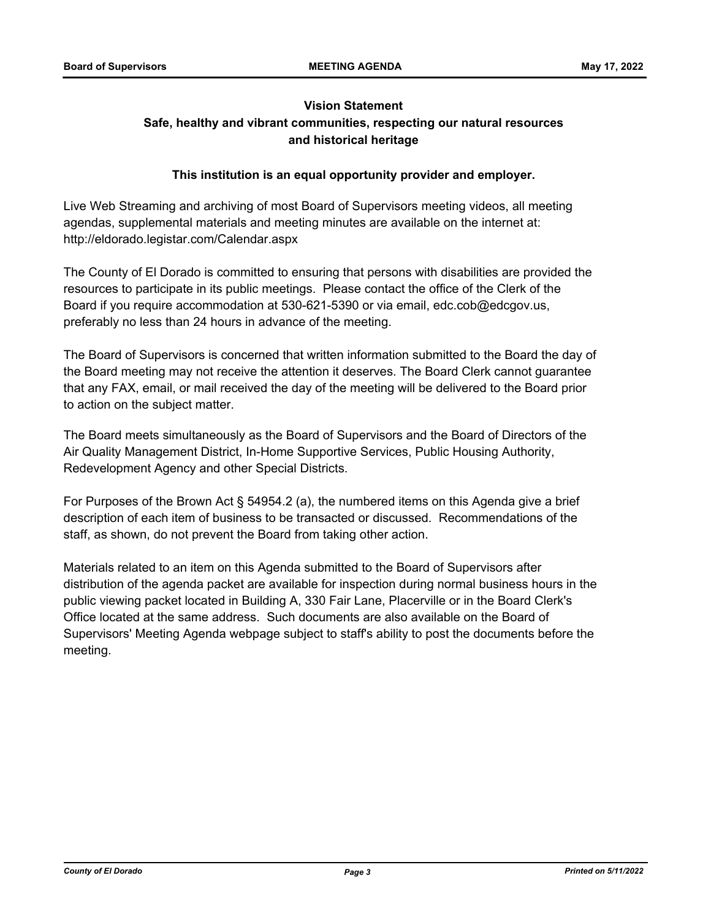**Vision Statement**

**Safe, healthy and vibrant communities, respecting our natural resources and historical heritage**

**This institution is an equal opportunity provider and employer.**

Live Web Streaming and archiving of most Board of Supervisors meeting videos, all meeting agendas, supplemental materials and meeting minutes are available on the internet at: http://eldorado.legistar.com/Calendar.aspx

The County of El Dorado is committed to ensuring that persons with disabilities are provided the resources to participate in its public meetings. Please contact the office of the Clerk of the Board if you require accommodation at 530-621-5390 or via email, edc.cob@edcgov.us, preferably no less than 24 hours in advance of the meeting.

The Board of Supervisors is concerned that written information submitted to the Board the day of the Board meeting may not receive the attention it deserves. The Board Clerk cannot guarantee that any FAX, email, or mail received the day of the meeting will be delivered to the Board prior to action on the subject matter.

The Board meets simultaneously as the Board of Supervisors and the Board of Directors of the Air Quality Management District, In-Home Supportive Services, Public Housing Authority, Redevelopment Agency and other Special Districts.

For Purposes of the Brown Act § 54954.2 (a), the numbered items on this Agenda give a brief description of each item of business to be transacted or discussed. Recommendations of the staff, as shown, do not prevent the Board from taking other action.

Materials related to an item on this Agenda submitted to the Board of Supervisors after distribution of the agenda packet are available for inspection during normal business hours in the public viewing packet located in Building A, 330 Fair Lane, Placerville or in the Board Clerk's Office located at the same address. Such documents are also available on the Board of Supervisors' Meeting Agenda webpage subject to staff's ability to post the documents before the meeting.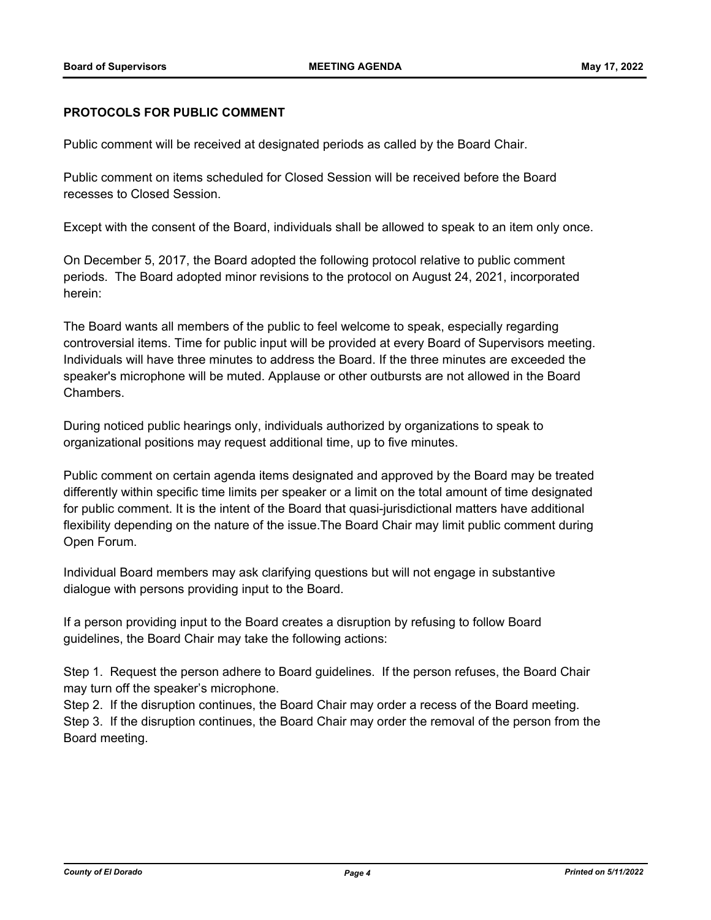**PROTOCOLS FOR PUBLIC COMMENT**

Public comment will be received at designated periods as called by the Board Chair.

Public comment on items scheduled for Closed Session will be received before the Board recesses to Closed Session.

Except with the consent of the Board, individuals shall be allowed to speak to an item only once.

On December 5, 2017, the Board adopted the following protocol relative to public comment periods. The Board adopted minor revisions to the protocol on August 24, 2021, incorporated herein:

The Board wants all members of the public to feel welcome to speak, especially regarding controversial items. Time for public input will be provided at every Board of Supervisors meeting. Individuals will have three minutes to address the Board. If the three minutes are exceeded the speaker's microphone will be muted. Applause or other outbursts are not allowed in the Board Chambers.

During noticed public hearings only, individuals authorized by organizations to speak to organizational positions may request additional time, up to five minutes.

Public comment on certain agenda items designated and approved by the Board may be treated differently within specific time limits per speaker or a limit on the total amount of time designated for public comment. It is the intent of the Board that quasi-jurisdictional matters have additional flexibility depending on the nature of the issue.The Board Chair may limit public comment during Open Forum.

Individual Board members may ask clarifying questions but will not engage in substantive dialogue with persons providing input to the Board.

If a person providing input to the Board creates a disruption by refusing to follow Board guidelines, the Board Chair may take the following actions:

Step 1. Request the person adhere to Board guidelines. If the person refuses, the Board Chair may turn off the speaker's microphone.
Step 2. If the disruption continues, the Board Chair may order a recess of the Board meeting.
Step 3. If the disruption continues, the Board Chair may order the removal of the person from the Board meeting.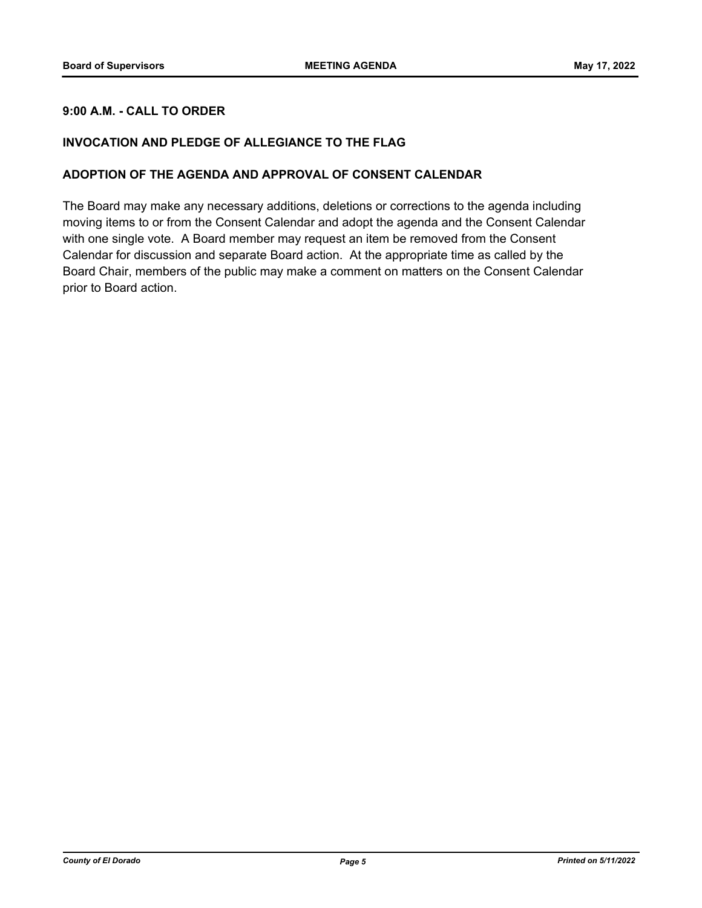**9:00 A.M. - CALL TO ORDER**

**INVOCATION AND PLEDGE OF ALLEGIANCE TO THE FLAG**

**ADOPTION OF THE AGENDA AND APPROVAL OF CONSENT CALENDAR**

The Board may make any necessary additions, deletions or corrections to the agenda including moving items to or from the Consent Calendar and adopt the agenda and the Consent Calendar with one single vote. A Board member may request an item be removed from the Consent Calendar for discussion and separate Board action. At the appropriate time as called by the Board Chair, members of the public may make a comment on matters on the Consent Calendar prior to Board action.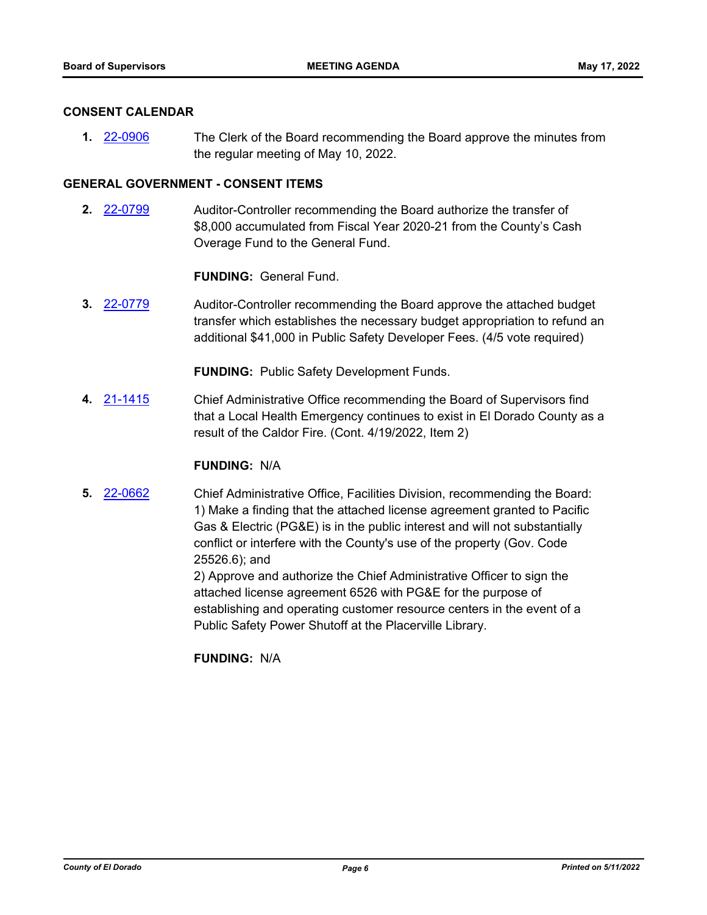## CONSENT CALENDAR

**1.** 22-0906 The Clerk of the Board recommending the Board approve the minutes from the regular meeting of May 10, 2022.

## GENERAL GOVERNMENT - CONSENT ITEMS

**2.** 22-0799 Auditor-Controller recommending the Board authorize the transfer of $8,000 accumulated from Fiscal Year 2020-21 from the County's Cash Overage Fund to the General Fund.

**FUNDING:** General Fund.

**3.** 22-0779 Auditor-Controller recommending the Board approve the attached budget transfer which establishes the necessary budget appropriation to refund an additional $41,000 in Public Safety Developer Fees. (4/5 vote required)

**FUNDING:** Public Safety Development Funds.

**4.** 21-1415 Chief Administrative Office recommending the Board of Supervisors find that a Local Health Emergency continues to exist in El Dorado County as a result of the Caldor Fire. (Cont. 4/19/2022, Item 2)

**FUNDING:** N/A

**5.** 22-0662 Chief Administrative Office, Facilities Division, recommending the Board:
1) Make a finding that the attached license agreement granted to Pacific Gas & Electric (PG&E) is in the public interest and will not substantially conflict or interfere with the County's use of the property (Gov. Code 25526.6); and
2) Approve and authorize the Chief Administrative Officer to sign the attached license agreement 6526 with PG&E for the purpose of establishing and operating customer resource centers in the event of a Public Safety Power Shutoff at the Placerville Library.

**FUNDING:** N/A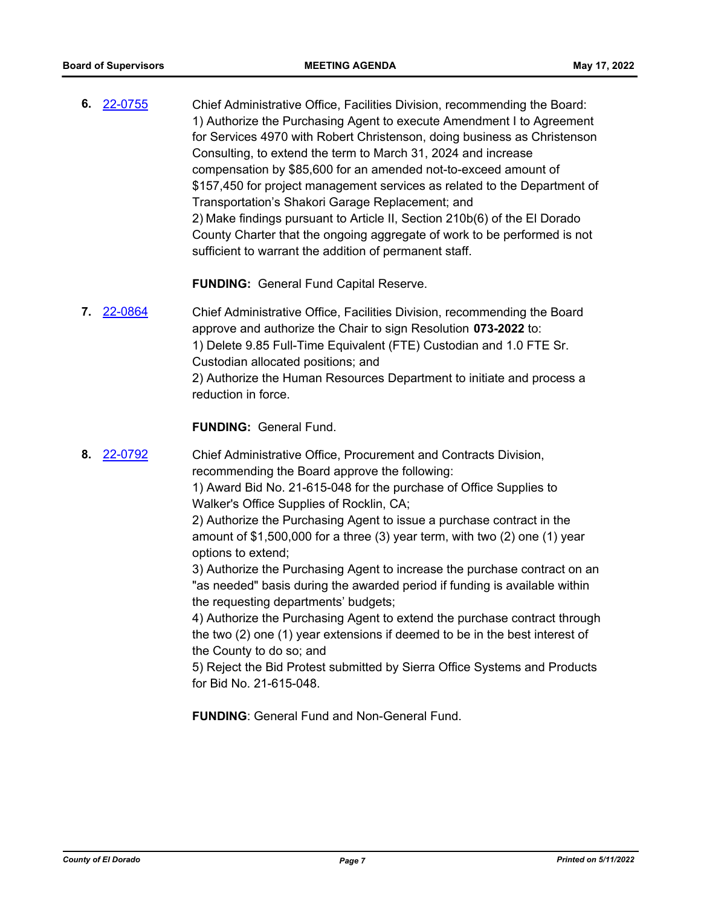**6.** 22-0755

Chief Administrative Office, Facilities Division, recommending the Board:
1) Authorize the Purchasing Agent to execute Amendment I to Agreement for Services 4970 with Robert Christenson, doing business as Christenson Consulting, to extend the term to March 31, 2024 and increase compensation by $85,600 for an amended not-to-exceed amount of $157,450 for project management services as related to the Department of Transportation's Shakori Garage Replacement; and
2) Make findings pursuant to Article II, Section 210b(6) of the El Dorado County Charter that the ongoing aggregate of work to be performed is not sufficient to warrant the addition of permanent staff.

**FUNDING:** General Fund Capital Reserve.

**7.** 22-0864

Chief Administrative Office, Facilities Division, recommending the Board approve and authorize the Chair to sign Resolution **073-2022** to:
1) Delete 9.85 Full-Time Equivalent (FTE) Custodian and 1.0 FTE Sr. Custodian allocated positions; and
2) Authorize the Human Resources Department to initiate and process a reduction in force.

**FUNDING:** General Fund.

**8.** 22-0792

Chief Administrative Office, Procurement and Contracts Division, recommending the Board approve the following:
1) Award Bid No. 21-615-048 for the purchase of Office Supplies to Walker's Office Supplies of Rocklin, CA;
2) Authorize the Purchasing Agent to issue a purchase contract in the amount of $1,500,000 for a three (3) year term, with two (2) one (1) year options to extend;
3) Authorize the Purchasing Agent to increase the purchase contract on an "as needed" basis during the awarded period if funding is available within the requesting departments' budgets;
4) Authorize the Purchasing Agent to extend the purchase contract through the two (2) one (1) year extensions if deemed to be in the best interest of the County to do so; and
5) Reject the Bid Protest submitted by Sierra Office Systems and Products for Bid No. 21-615-048.

**FUNDING**: General Fund and Non-General Fund.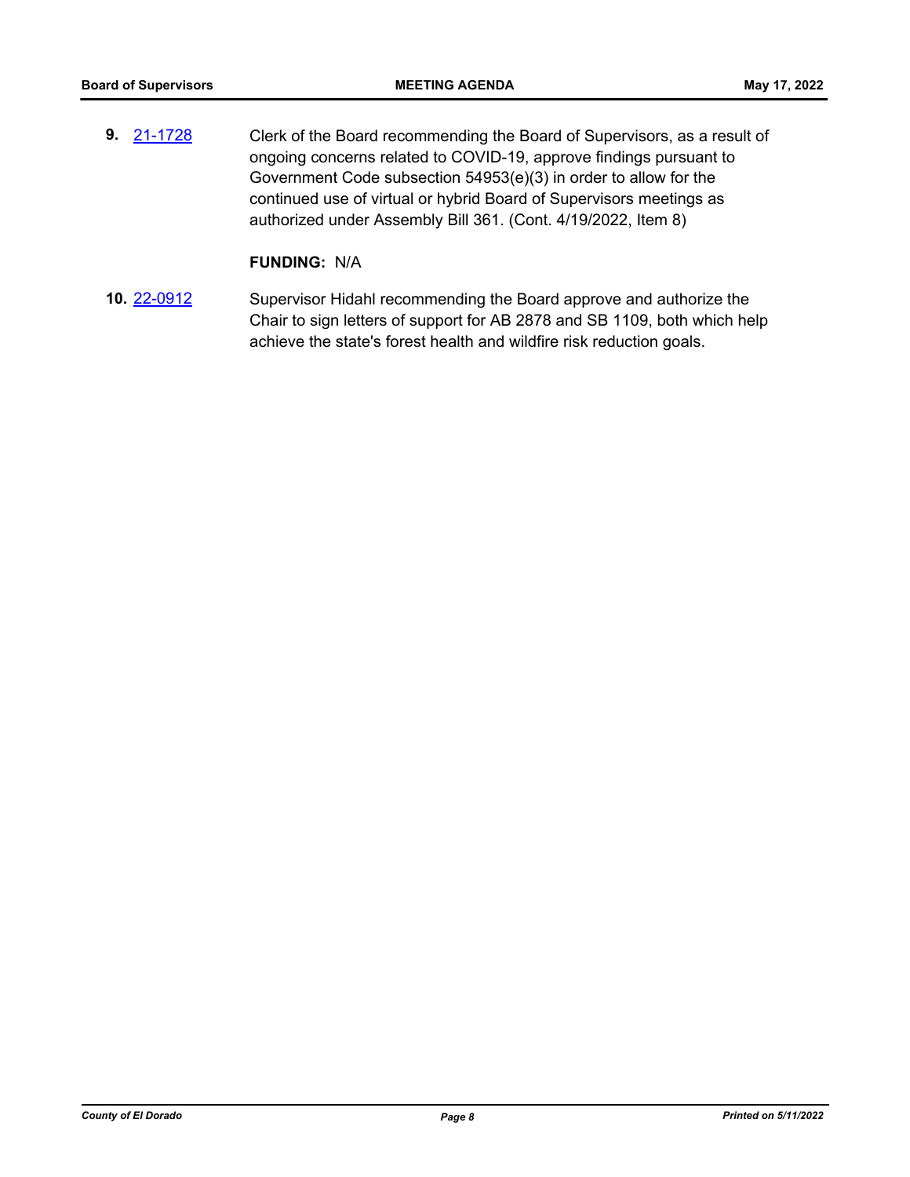**9.** 21-1728 Clerk of the Board recommending the Board of Supervisors, as a result of ongoing concerns related to COVID-19, approve findings pursuant to Government Code subsection 54953(e)(3) in order to allow for the continued use of virtual or hybrid Board of Supervisors meetings as authorized under Assembly Bill 361. (Cont. 4/19/2022, Item 8)

**FUNDING:** N/A

**10.** 22-0912 Supervisor Hidahl recommending the Board approve and authorize the Chair to sign letters of support for AB 2878 and SB 1109, both which help achieve the state's forest health and wildfire risk reduction goals.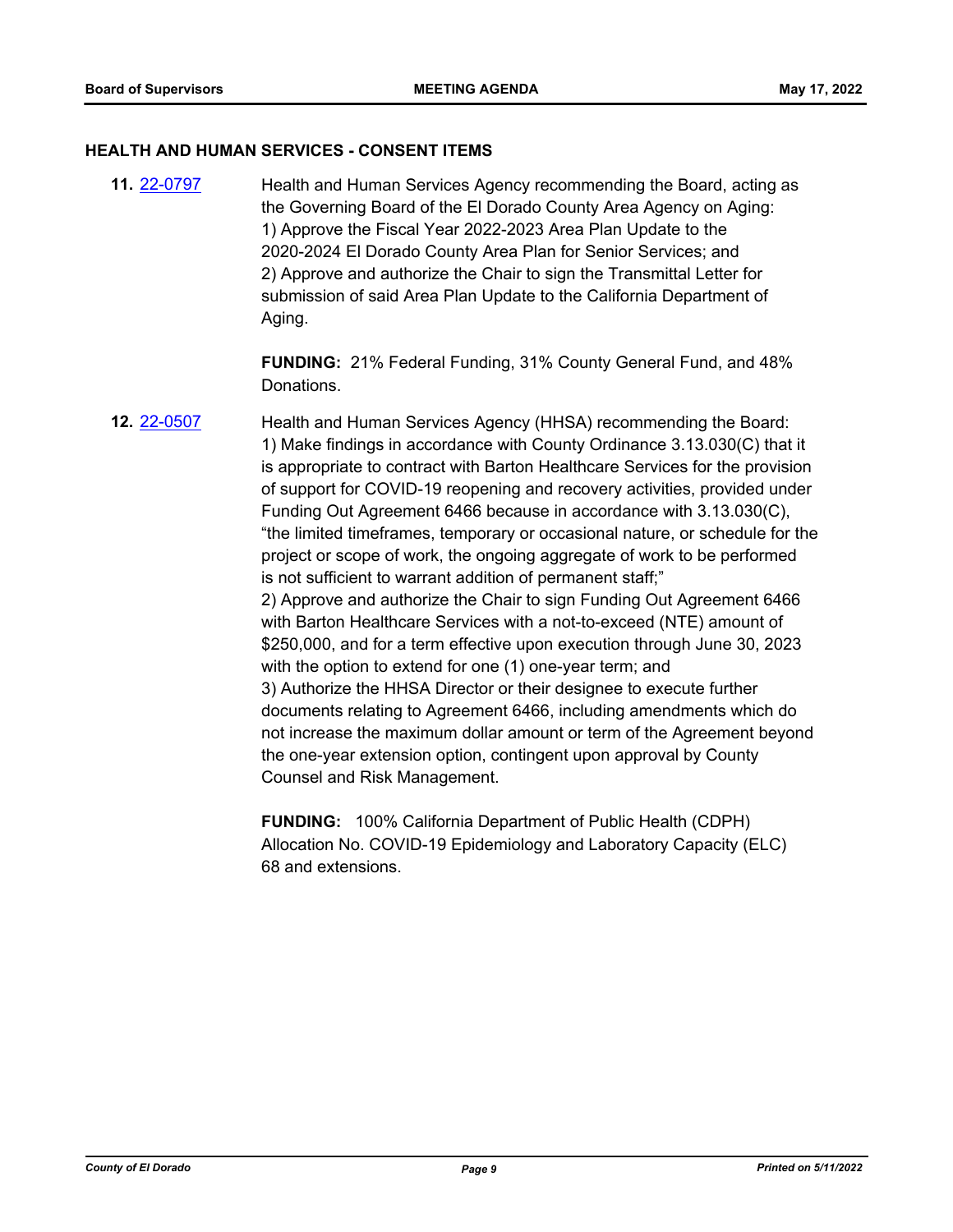## HEALTH AND HUMAN SERVICES - CONSENT ITEMS

**11.** [22-0797](22-0797) Health and Human Services Agency recommending the Board, acting as the Governing Board of the El Dorado County Area Agency on Aging:
1) Approve the Fiscal Year 2022-2023 Area Plan Update to the 2020-2024 El Dorado County Area Plan for Senior Services; and
2) Approve and authorize the Chair to sign the Transmittal Letter for submission of said Area Plan Update to the California Department of Aging.

**FUNDING:** 21% Federal Funding, 31% County General Fund, and 48% Donations.

**12.** [22-0507](22-0507) Health and Human Services Agency (HHSA) recommending the Board:
1) Make findings in accordance with County Ordinance 3.13.030(C) that it is appropriate to contract with Barton Healthcare Services for the provision of support for COVID-19 reopening and recovery activities, provided under Funding Out Agreement 6466 because in accordance with 3.13.030(C), "the limited timeframes, temporary or occasional nature, or schedule for the project or scope of work, the ongoing aggregate of work to be performed is not sufficient to warrant addition of permanent staff;"
2) Approve and authorize the Chair to sign Funding Out Agreement 6466 with Barton Healthcare Services with a not-to-exceed (NTE) amount of $250,000, and for a term effective upon execution through June 30, 2023 with the option to extend for one (1) one-year term; and
3) Authorize the HHSA Director or their designee to execute further documents relating to Agreement 6466, including amendments which do not increase the maximum dollar amount or term of the Agreement beyond the one-year extension option, contingent upon approval by County Counsel and Risk Management.

**FUNDING:** 100% California Department of Public Health (CDPH) Allocation No. COVID-19 Epidemiology and Laboratory Capacity (ELC) 68 and extensions.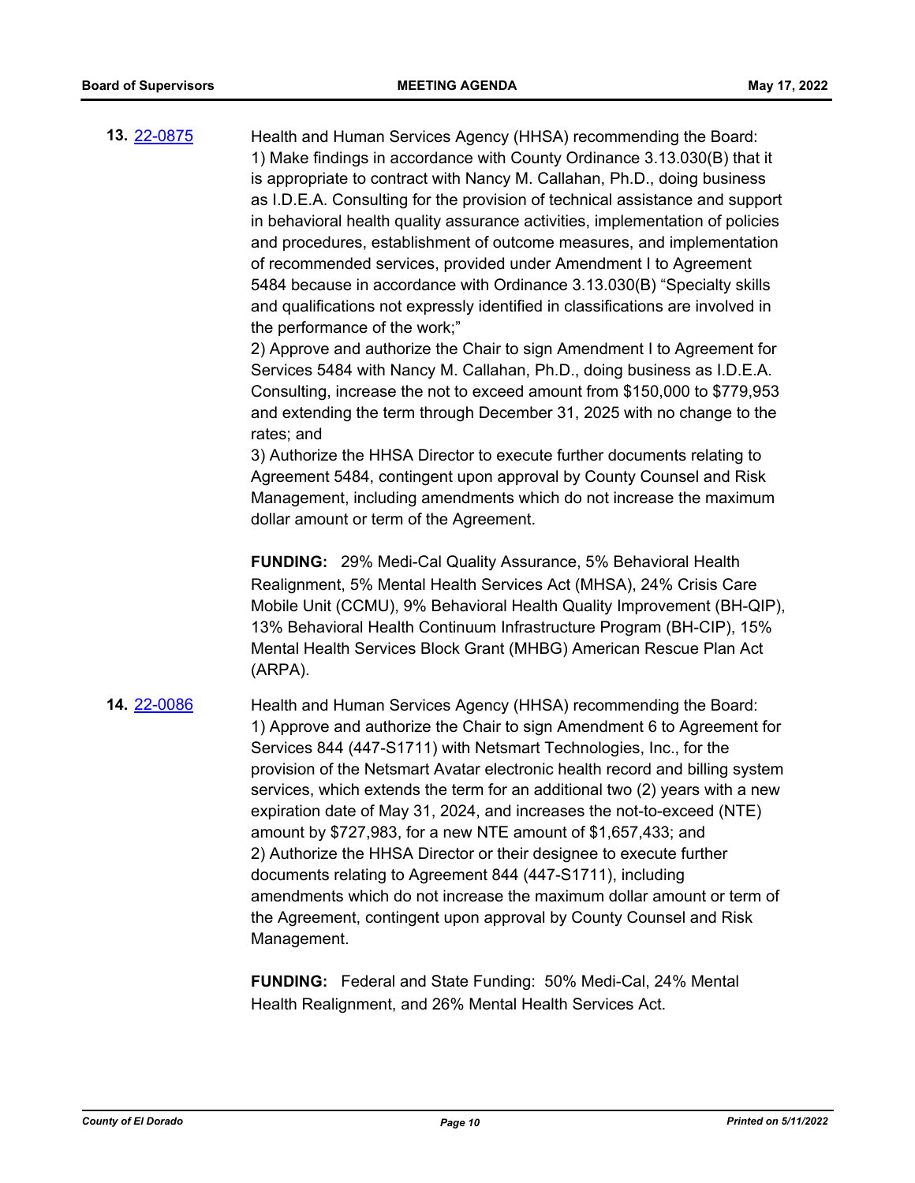**13.** 22-0875

Health and Human Services Agency (HHSA) recommending the Board:
1) Make findings in accordance with County Ordinance 3.13.030(B) that it is appropriate to contract with Nancy M. Callahan, Ph.D., doing business as I.D.E.A. Consulting for the provision of technical assistance and support in behavioral health quality assurance activities, implementation of policies and procedures, establishment of outcome measures, and implementation of recommended services, provided under Amendment I to Agreement 5484 because in accordance with Ordinance 3.13.030(B) "Specialty skills and qualifications not expressly identified in classifications are involved in the performance of the work;"
2) Approve and authorize the Chair to sign Amendment I to Agreement for Services 5484 with Nancy M. Callahan, Ph.D., doing business as I.D.E.A. Consulting, increase the not to exceed amount from $150,000 to $779,953 and extending the term through December 31, 2025 with no change to the rates; and
3) Authorize the HHSA Director to execute further documents relating to Agreement 5484, contingent upon approval by County Counsel and Risk Management, including amendments which do not increase the maximum dollar amount or term of the Agreement.

**FUNDING:** 29% Medi-Cal Quality Assurance, 5% Behavioral Health Realignment, 5% Mental Health Services Act (MHSA), 24% Crisis Care Mobile Unit (CCMU), 9% Behavioral Health Quality Improvement (BH-QIP), 13% Behavioral Health Continuum Infrastructure Program (BH-CIP), 15% Mental Health Services Block Grant (MHBG) American Rescue Plan Act (ARPA).

**14.** 22-0086

Health and Human Services Agency (HHSA) recommending the Board:
1) Approve and authorize the Chair to sign Amendment 6 to Agreement for Services 844 (447-S1711) with Netsmart Technologies, Inc., for the provision of the Netsmart Avatar electronic health record and billing system services, which extends the term for an additional two (2) years with a new expiration date of May 31, 2024, and increases the not-to-exceed (NTE) amount by $727,983, for a new NTE amount of $1,657,433; and
2) Authorize the HHSA Director or their designee to execute further documents relating to Agreement 844 (447-S1711), including amendments which do not increase the maximum dollar amount or term of the Agreement, contingent upon approval by County Counsel and Risk Management.

**FUNDING:** Federal and State Funding: 50% Medi-Cal, 24% Mental Health Realignment, and 26% Mental Health Services Act.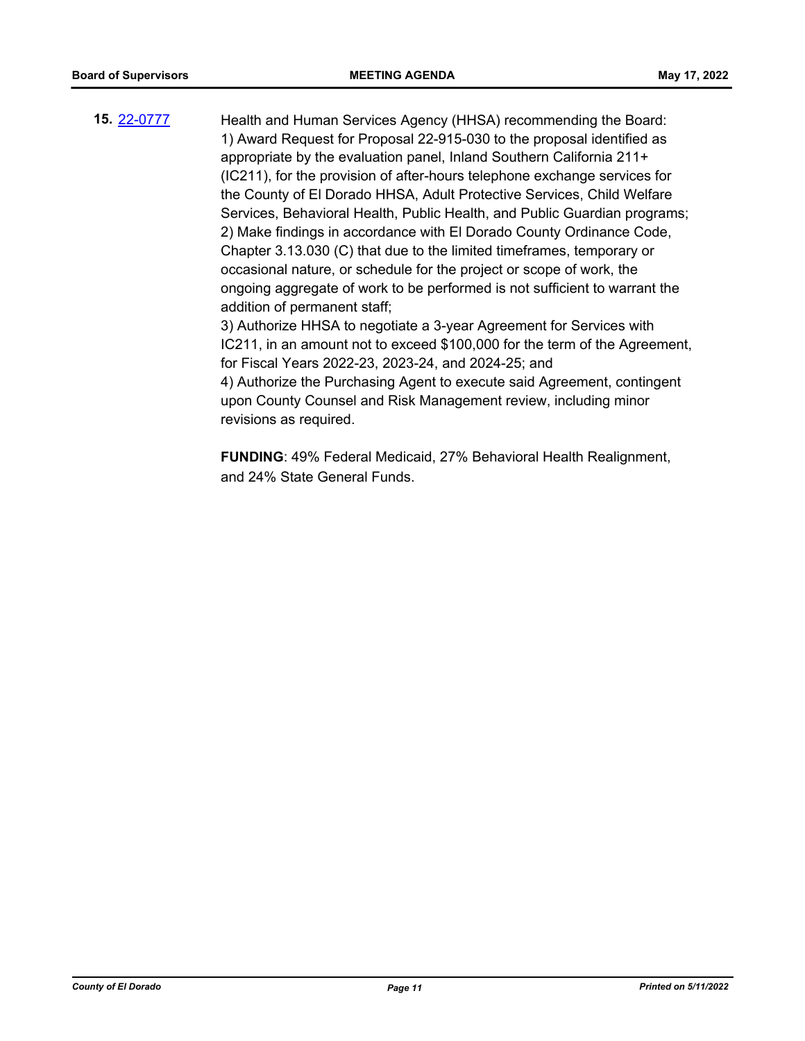**15.** 22-0777

Health and Human Services Agency (HHSA) recommending the Board:
1) Award Request for Proposal 22-915-030 to the proposal identified as appropriate by the evaluation panel, Inland Southern California 211+ (IC211), for the provision of after-hours telephone exchange services for the County of El Dorado HHSA, Adult Protective Services, Child Welfare Services, Behavioral Health, Public Health, and Public Guardian programs;
2) Make findings in accordance with El Dorado County Ordinance Code, Chapter 3.13.030 (C) that due to the limited timeframes, temporary or occasional nature, or schedule for the project or scope of work, the ongoing aggregate of work to be performed is not sufficient to warrant the addition of permanent staff;
3) Authorize HHSA to negotiate a 3-year Agreement for Services with IC211, in an amount not to exceed $100,000 for the term of the Agreement, for Fiscal Years 2022-23, 2023-24, and 2024-25; and
4) Authorize the Purchasing Agent to execute said Agreement, contingent upon County Counsel and Risk Management review, including minor revisions as required.

**FUNDING**: 49% Federal Medicaid, 27% Behavioral Health Realignment, and 24% State General Funds.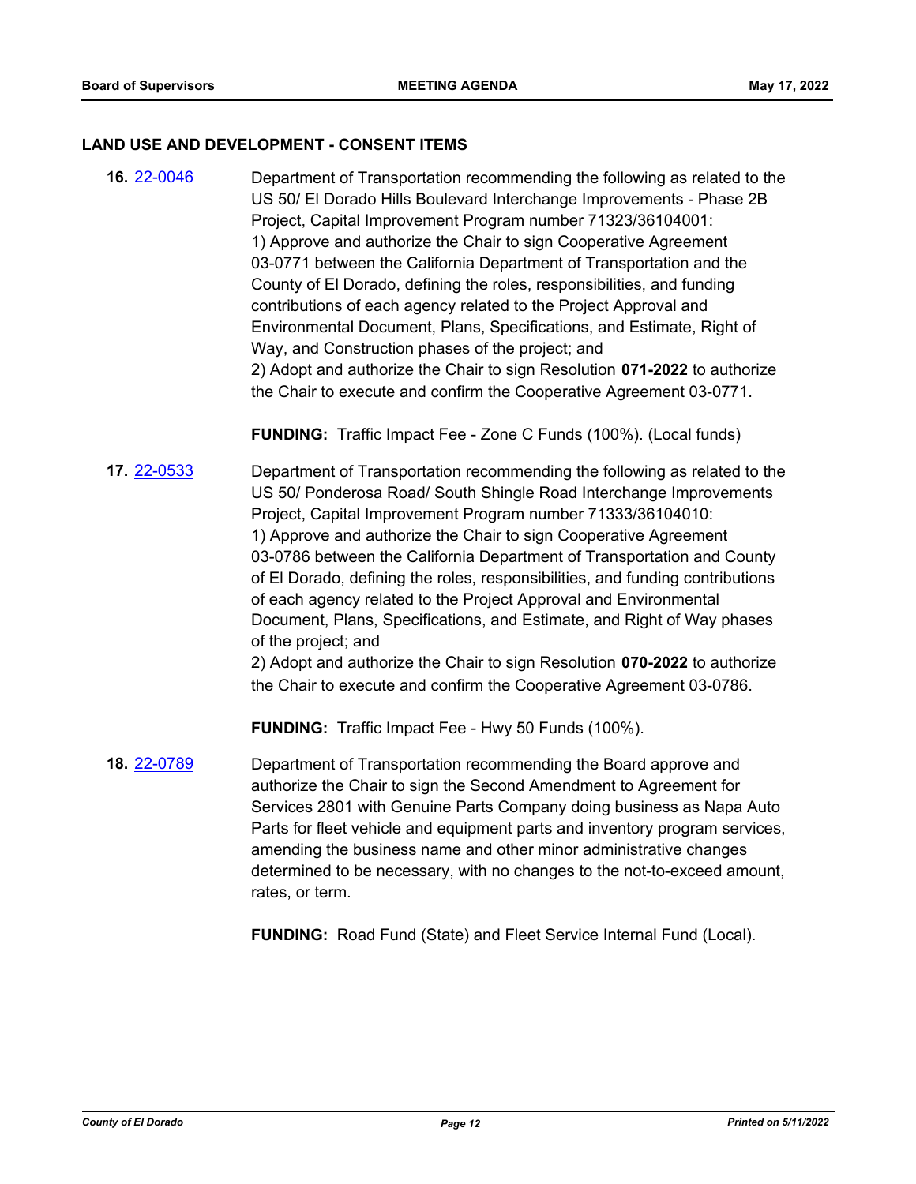## LAND USE AND DEVELOPMENT - CONSENT ITEMS

**16.** [22-0046](22-0046)

Department of Transportation recommending the following as related to the US 50/ El Dorado Hills Boulevard Interchange Improvements - Phase 2B Project, Capital Improvement Program number 71323/36104001:
1) Approve and authorize the Chair to sign Cooperative Agreement 03-0771 between the California Department of Transportation and the County of El Dorado, defining the roles, responsibilities, and funding contributions of each agency related to the Project Approval and Environmental Document, Plans, Specifications, and Estimate, Right of Way, and Construction phases of the project; and
2) Adopt and authorize the Chair to sign Resolution **071-2022** to authorize the Chair to execute and confirm the Cooperative Agreement 03-0771.

**FUNDING:** Traffic Impact Fee - Zone C Funds (100%). (Local funds)

**17.** [22-0533](22-0533)

Department of Transportation recommending the following as related to the US 50/ Ponderosa Road/ South Shingle Road Interchange Improvements Project, Capital Improvement Program number 71333/36104010:
1) Approve and authorize the Chair to sign Cooperative Agreement 03-0786 between the California Department of Transportation and County of El Dorado, defining the roles, responsibilities, and funding contributions of each agency related to the Project Approval and Environmental Document, Plans, Specifications, and Estimate, and Right of Way phases of the project; and
2) Adopt and authorize the Chair to sign Resolution **070-2022** to authorize the Chair to execute and confirm the Cooperative Agreement 03-0786.

**FUNDING:** Traffic Impact Fee - Hwy 50 Funds (100%).

**18.** [22-0789](22-0789)

Department of Transportation recommending the Board approve and authorize the Chair to sign the Second Amendment to Agreement for Services 2801 with Genuine Parts Company doing business as Napa Auto Parts for fleet vehicle and equipment parts and inventory program services, amending the business name and other minor administrative changes determined to be necessary, with no changes to the not-to-exceed amount, rates, or term.

**FUNDING:** Road Fund (State) and Fleet Service Internal Fund (Local).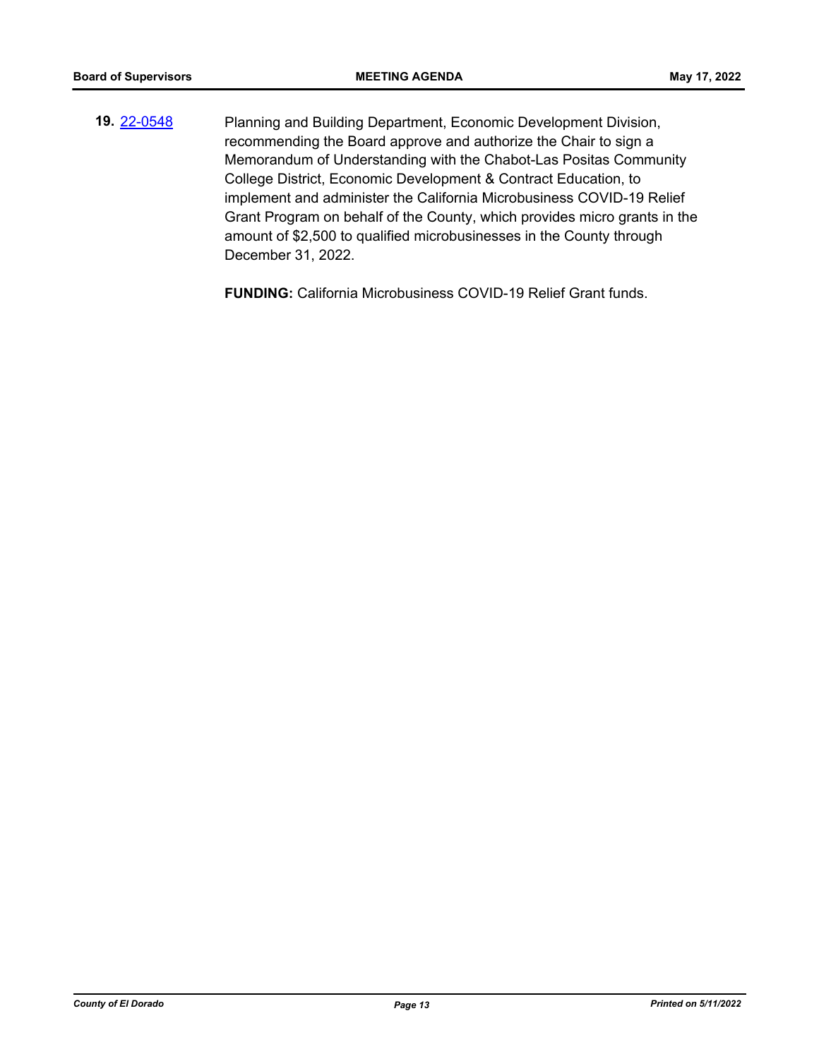**19.** 22-0548 Planning and Building Department, Economic Development Division, recommending the Board approve and authorize the Chair to sign a Memorandum of Understanding with the Chabot-Las Positas Community College District, Economic Development & Contract Education, to implement and administer the California Microbusiness COVID-19 Relief Grant Program on behalf of the County, which provides micro grants in the amount of $2,500 to qualified microbusinesses in the County through December 31, 2022.

**FUNDING:** California Microbusiness COVID-19 Relief Grant funds.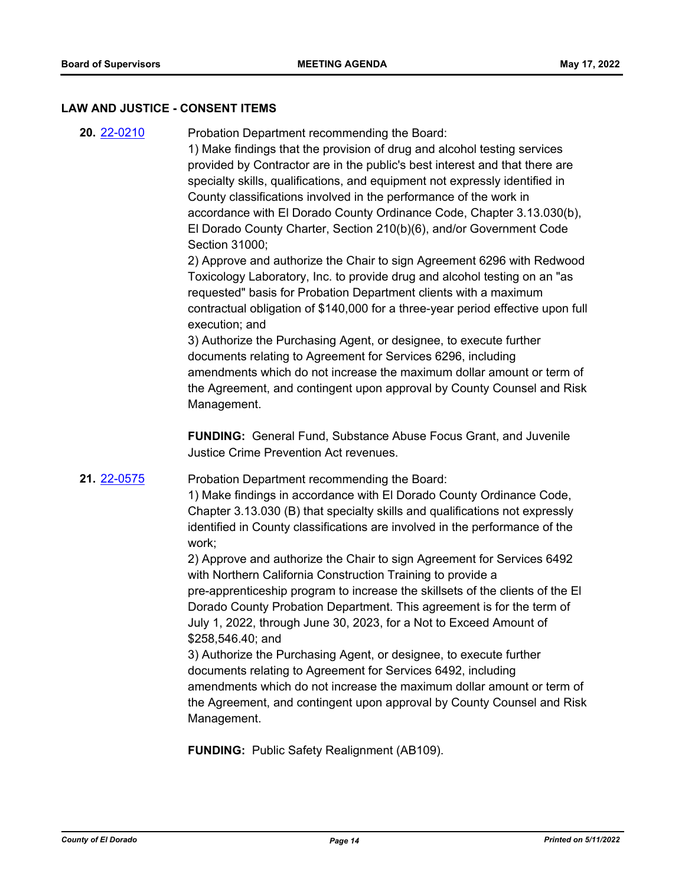## LAW AND JUSTICE - CONSENT ITEMS

**20.** 22-0210 Probation Department recommending the Board:

1) Make findings that the provision of drug and alcohol testing services provided by Contractor are in the public's best interest and that there are specialty skills, qualifications, and equipment not expressly identified in County classifications involved in the performance of the work in accordance with El Dorado County Ordinance Code, Chapter 3.13.030(b), El Dorado County Charter, Section 210(b)(6), and/or Government Code Section 31000;

2) Approve and authorize the Chair to sign Agreement 6296 with Redwood Toxicology Laboratory, Inc. to provide drug and alcohol testing on an "as requested" basis for Probation Department clients with a maximum contractual obligation of $140,000 for a three-year period effective upon full execution; and

3) Authorize the Purchasing Agent, or designee, to execute further documents relating to Agreement for Services 6296, including amendments which do not increase the maximum dollar amount or term of the Agreement, and contingent upon approval by County Counsel and Risk Management.

**FUNDING:** General Fund, Substance Abuse Focus Grant, and Juvenile Justice Crime Prevention Act revenues.

**21.** 22-0575 Probation Department recommending the Board:

1) Make findings in accordance with El Dorado County Ordinance Code, Chapter 3.13.030 (B) that specialty skills and qualifications not expressly identified in County classifications are involved in the performance of the work;

2) Approve and authorize the Chair to sign Agreement for Services 6492 with Northern California Construction Training to provide a pre-apprenticeship program to increase the skillsets of the clients of the El Dorado County Probation Department. This agreement is for the term of July 1, 2022, through June 30, 2023, for a Not to Exceed Amount of $258,546.40; and

3) Authorize the Purchasing Agent, or designee, to execute further documents relating to Agreement for Services 6492, including amendments which do not increase the maximum dollar amount or term of the Agreement, and contingent upon approval by County Counsel and Risk Management.

**FUNDING:** Public Safety Realignment (AB109).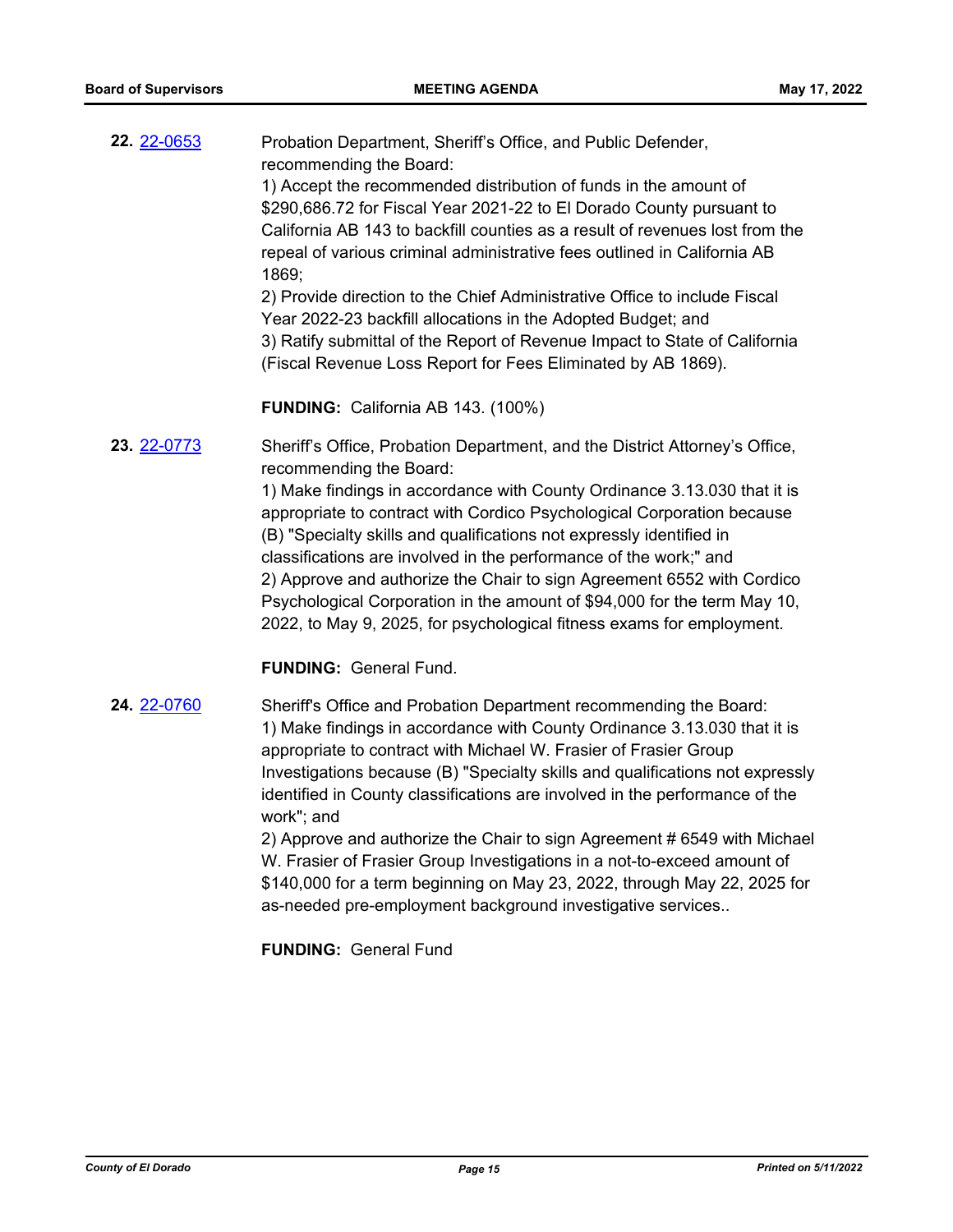**22.** 22-0653

Probation Department, Sheriff's Office, and Public Defender, recommending the Board:
1) Accept the recommended distribution of funds in the amount of $290,686.72 for Fiscal Year 2021-22 to El Dorado County pursuant to California AB 143 to backfill counties as a result of revenues lost from the repeal of various criminal administrative fees outlined in California AB 1869;
2) Provide direction to the Chief Administrative Office to include Fiscal Year 2022-23 backfill allocations in the Adopted Budget; and
3) Ratify submittal of the Report of Revenue Impact to State of California (Fiscal Revenue Loss Report for Fees Eliminated by AB 1869).

**FUNDING:** California AB 143. (100%)

**23.** 22-0773

Sheriff's Office, Probation Department, and the District Attorney's Office, recommending the Board:
1) Make findings in accordance with County Ordinance 3.13.030 that it is appropriate to contract with Cordico Psychological Corporation because (B) "Specialty skills and qualifications not expressly identified in classifications are involved in the performance of the work;" and
2) Approve and authorize the Chair to sign Agreement 6552 with Cordico Psychological Corporation in the amount of $94,000 for the term May 10, 2022, to May 9, 2025, for psychological fitness exams for employment.

**FUNDING:** General Fund.

**24.** 22-0760

Sheriff's Office and Probation Department recommending the Board:
1) Make findings in accordance with County Ordinance 3.13.030 that it is appropriate to contract with Michael W. Frasier of Frasier Group Investigations because (B) "Specialty skills and qualifications not expressly identified in County classifications are involved in the performance of the work"; and
2) Approve and authorize the Chair to sign Agreement # 6549 with Michael W. Frasier of Frasier Group Investigations in a not-to-exceed amount of $140,000 for a term beginning on May 23, 2022, through May 22, 2025 for as-needed pre-employment background investigative services..

**FUNDING:** General Fund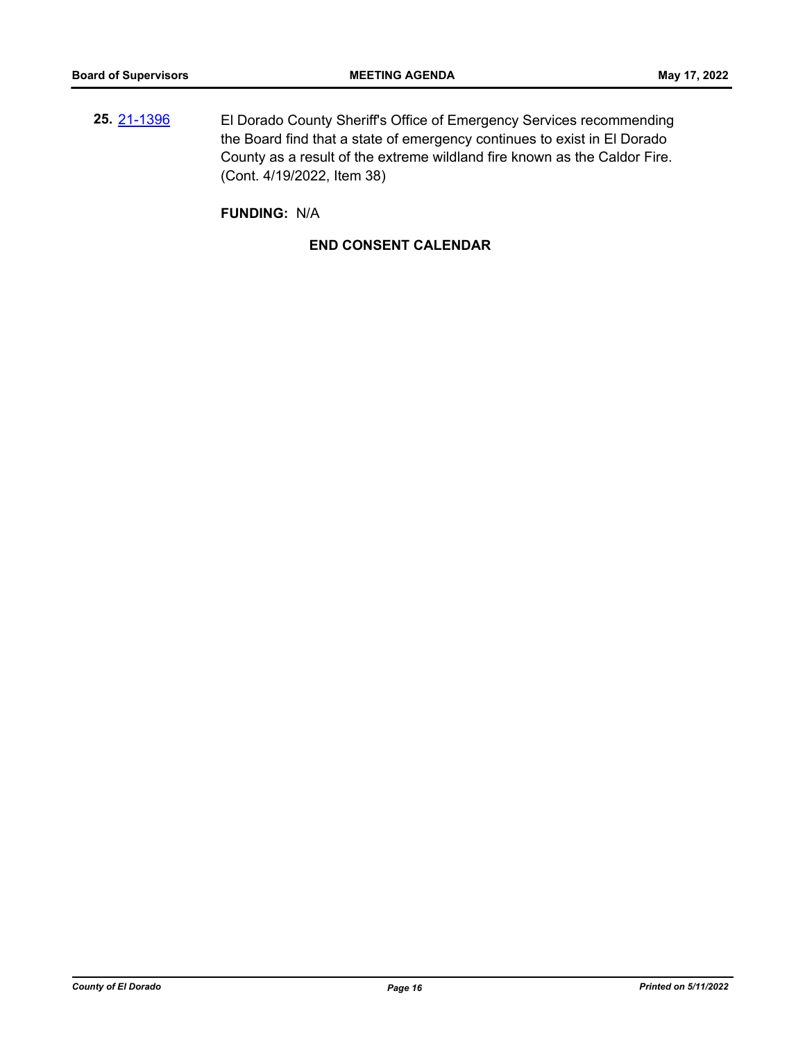**25.** 21-1396 El Dorado County Sheriff's Office of Emergency Services recommending the Board find that a state of emergency continues to exist in El Dorado County as a result of the extreme wildland fire known as the Caldor Fire. (Cont. 4/19/2022, Item 38)

**FUNDING:** N/A

**END CONSENT CALENDAR**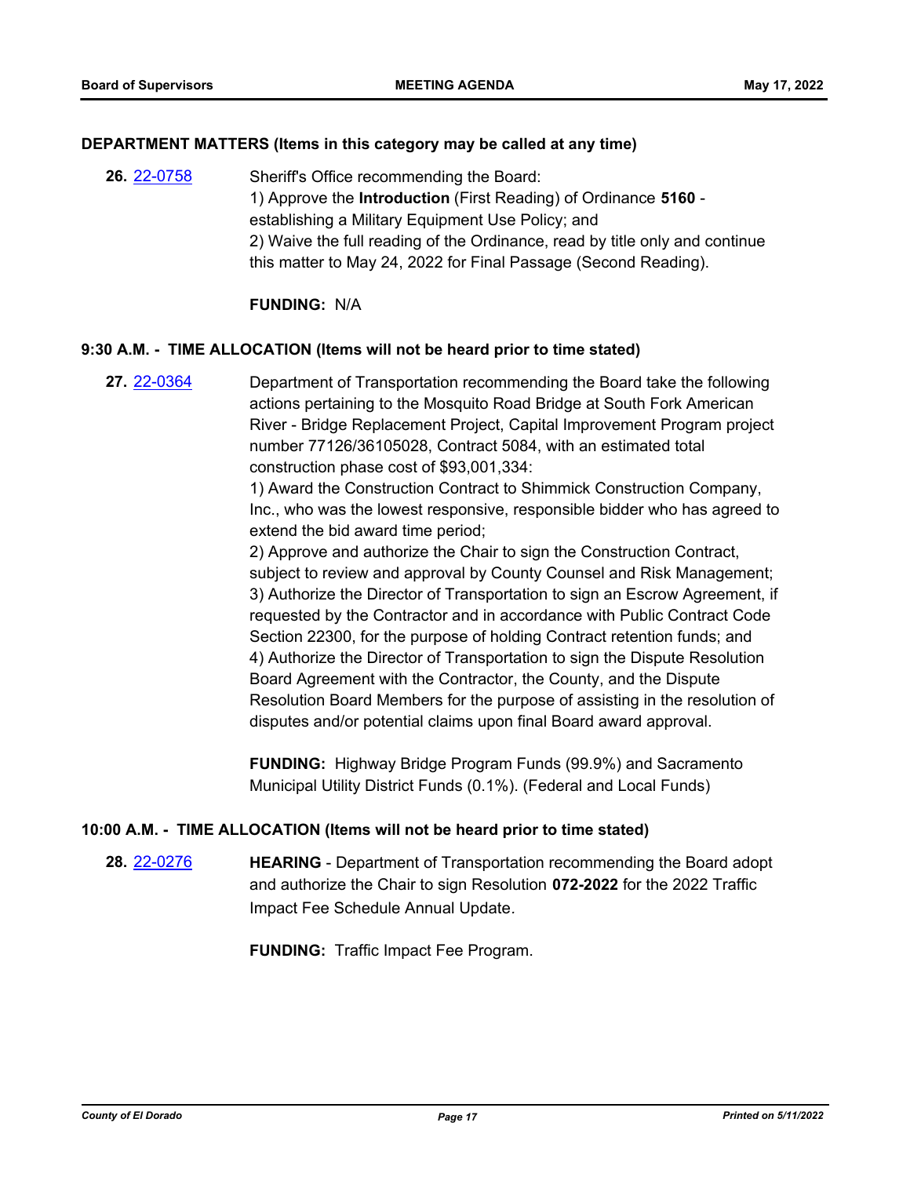### DEPARTMENT MATTERS (Items in this category may be called at any time)

**26.** [22-0758](22-0758)

Sheriff's Office recommending the Board:
1) Approve the **Introduction** (First Reading) of Ordinance **5160** - establishing a Military Equipment Use Policy; and
2) Waive the full reading of the Ordinance, read by title only and continue this matter to May 24, 2022 for Final Passage (Second Reading).

**FUNDING:** N/A

### 9:30 A.M. - TIME ALLOCATION (Items will not be heard prior to time stated)

**27.** [22-0364](22-0364)

Department of Transportation recommending the Board take the following actions pertaining to the Mosquito Road Bridge at South Fork American River - Bridge Replacement Project, Capital Improvement Program project number 77126/36105028, Contract 5084, with an estimated total construction phase cost of $93,001,334:
1) Award the Construction Contract to Shimmick Construction Company, Inc., who was the lowest responsive, responsible bidder who has agreed to extend the bid award time period;
2) Approve and authorize the Chair to sign the Construction Contract, subject to review and approval by County Counsel and Risk Management;
3) Authorize the Director of Transportation to sign an Escrow Agreement, if requested by the Contractor and in accordance with Public Contract Code Section 22300, for the purpose of holding Contract retention funds; and
4) Authorize the Director of Transportation to sign the Dispute Resolution Board Agreement with the Contractor, the County, and the Dispute Resolution Board Members for the purpose of assisting in the resolution of disputes and/or potential claims upon final Board award approval.

**FUNDING:** Highway Bridge Program Funds (99.9%) and Sacramento Municipal Utility District Funds (0.1%). (Federal and Local Funds)

### 10:00 A.M. - TIME ALLOCATION (Items will not be heard prior to time stated)

**28.** [22-0276](22-0276)

**HEARING** - Department of Transportation recommending the Board adopt and authorize the Chair to sign Resolution **072-2022** for the 2022 Traffic Impact Fee Schedule Annual Update.

**FUNDING:** Traffic Impact Fee Program.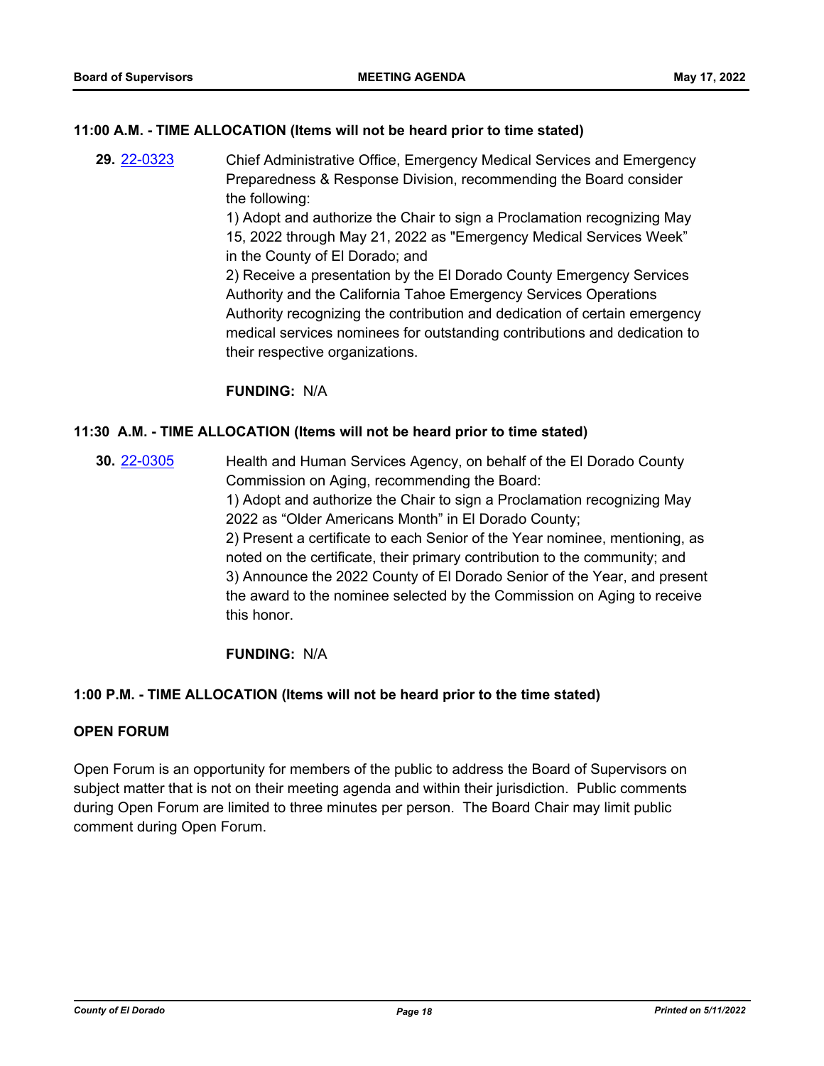**11:00 A.M. - TIME ALLOCATION (Items will not be heard prior to time stated)**

**29.** [22-0323](22-0323)

Chief Administrative Office, Emergency Medical Services and Emergency Preparedness & Response Division, recommending the Board consider the following:

1) Adopt and authorize the Chair to sign a Proclamation recognizing May 15, 2022 through May 21, 2022 as "Emergency Medical Services Week" in the County of El Dorado; and

2) Receive a presentation by the El Dorado County Emergency Services Authority and the California Tahoe Emergency Services Operations Authority recognizing the contribution and dedication of certain emergency medical services nominees for outstanding contributions and dedication to their respective organizations.

**FUNDING:** N/A

**11:30 A.M. - TIME ALLOCATION (Items will not be heard prior to time stated)**

**30.** [22-0305](22-0305)

Health and Human Services Agency, on behalf of the El Dorado County Commission on Aging, recommending the Board:

1) Adopt and authorize the Chair to sign a Proclamation recognizing May 2022 as "Older Americans Month" in El Dorado County;

2) Present a certificate to each Senior of the Year nominee, mentioning, as noted on the certificate, their primary contribution to the community; and

3) Announce the 2022 County of El Dorado Senior of the Year, and present the award to the nominee selected by the Commission on Aging to receive this honor.

**FUNDING:** N/A

**1:00 P.M. - TIME ALLOCATION (Items will not be heard prior to the time stated)**

**OPEN FORUM**

Open Forum is an opportunity for members of the public to address the Board of Supervisors on subject matter that is not on their meeting agenda and within their jurisdiction. Public comments during Open Forum are limited to three minutes per person. The Board Chair may limit public comment during Open Forum.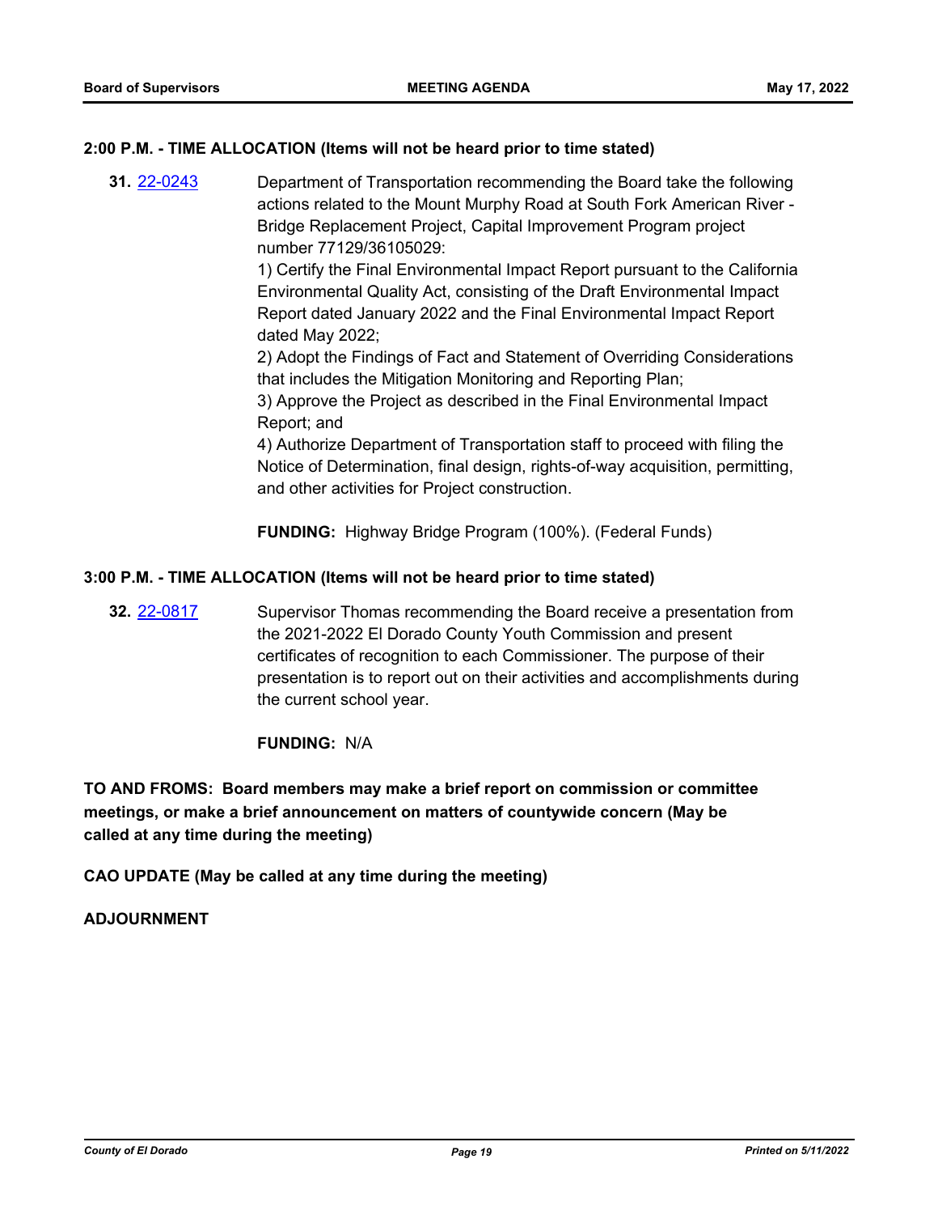**2:00 P.M. - TIME ALLOCATION (Items will not be heard prior to time stated)**

**31.** 22-0243 Department of Transportation recommending the Board take the following actions related to the Mount Murphy Road at South Fork American River - Bridge Replacement Project, Capital Improvement Program project number 77129/36105029:

1) Certify the Final Environmental Impact Report pursuant to the California Environmental Quality Act, consisting of the Draft Environmental Impact Report dated January 2022 and the Final Environmental Impact Report dated May 2022;

2) Adopt the Findings of Fact and Statement of Overriding Considerations that includes the Mitigation Monitoring and Reporting Plan;

3) Approve the Project as described in the Final Environmental Impact Report; and

4) Authorize Department of Transportation staff to proceed with filing the Notice of Determination, final design, rights-of-way acquisition, permitting, and other activities for Project construction.

**FUNDING:** Highway Bridge Program (100%). (Federal Funds)

**3:00 P.M. - TIME ALLOCATION (Items will not be heard prior to time stated)**

**32.** 22-0817 Supervisor Thomas recommending the Board receive a presentation from the 2021-2022 El Dorado County Youth Commission and present certificates of recognition to each Commissioner. The purpose of their presentation is to report out on their activities and accomplishments during the current school year.

**FUNDING:** N/A

**TO AND FROMS: Board members may make a brief report on commission or committee meetings, or make a brief announcement on matters of countywide concern (May be called at any time during the meeting)**

**CAO UPDATE (May be called at any time during the meeting)**

**ADJOURNMENT**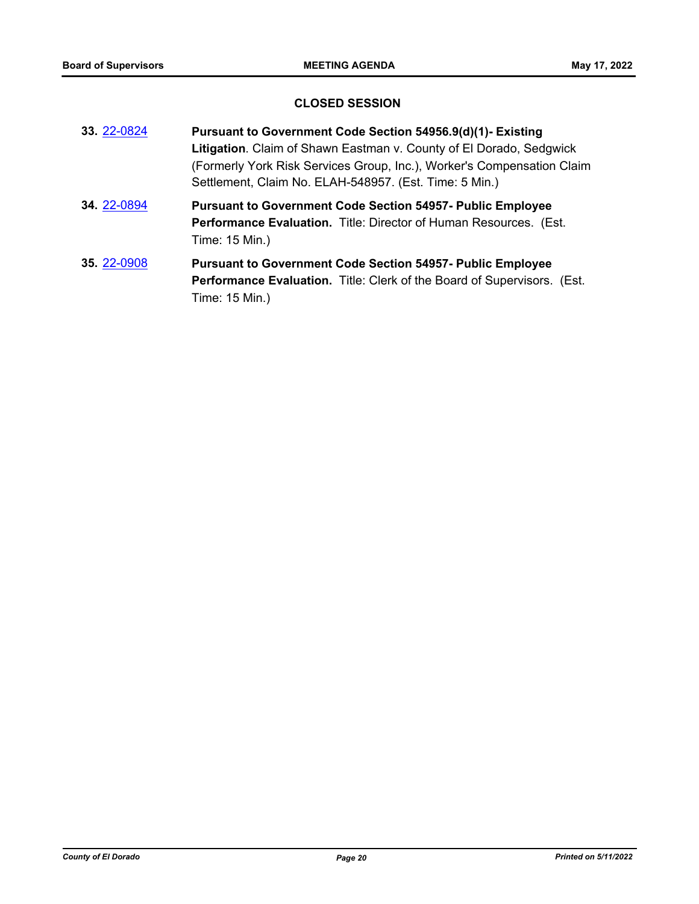## CLOSED SESSION

**33.** 22-0824 **Pursuant to Government Code Section 54956.9(d)(1)- Existing Litigation**. Claim of Shawn Eastman v. County of El Dorado, Sedgwick (Formerly York Risk Services Group, Inc.), Worker's Compensation Claim Settlement, Claim No. ELAH-548957. (Est. Time: 5 Min.)

**34.** 22-0894 **Pursuant to Government Code Section 54957- Public Employee Performance Evaluation.** Title: Director of Human Resources. (Est. Time: 15 Min.)

**35.** 22-0908 **Pursuant to Government Code Section 54957- Public Employee Performance Evaluation.** Title: Clerk of the Board of Supervisors. (Est. Time: 15 Min.)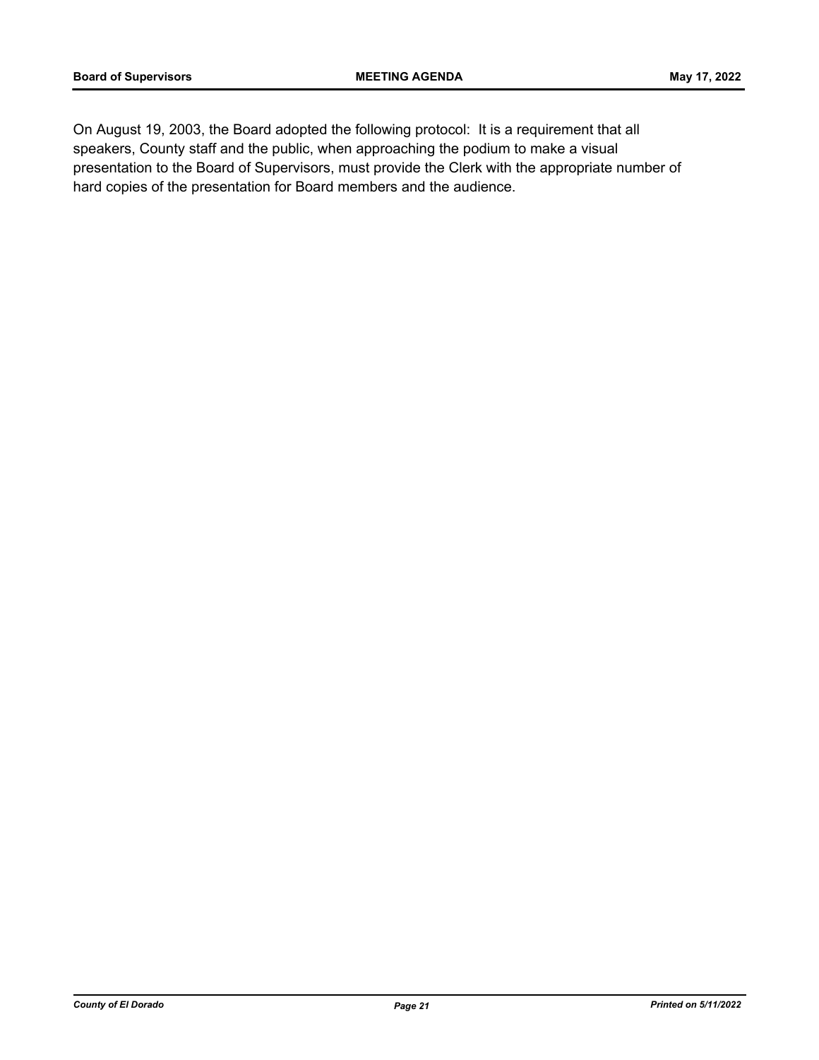On August 19, 2003, the Board adopted the following protocol: It is a requirement that all speakers, County staff and the public, when approaching the podium to make a visual presentation to the Board of Supervisors, must provide the Clerk with the appropriate number of hard copies of the presentation for Board members and the audience.